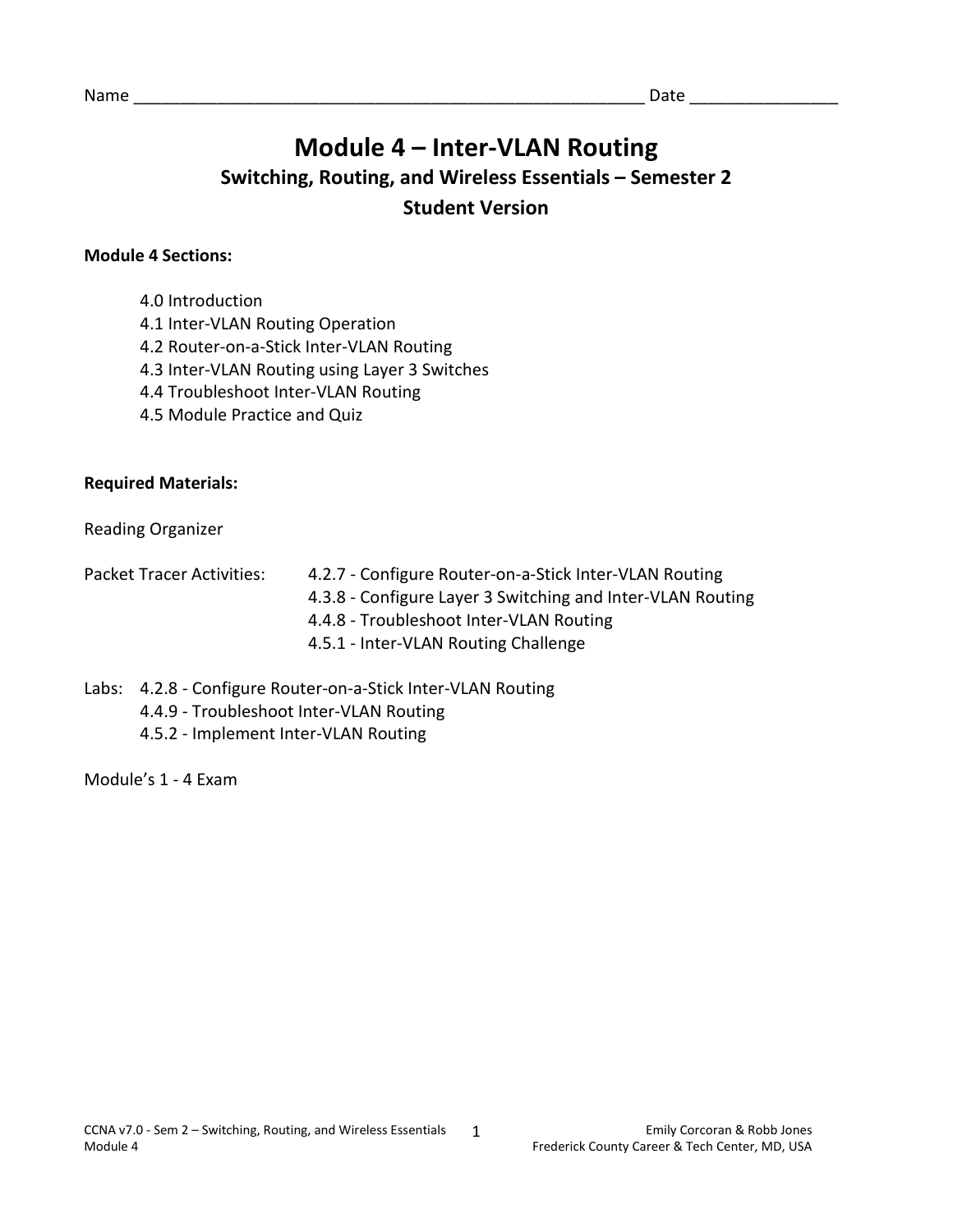Name ________________________________________________________ Date _______________

# Module 4 – Inter-VLAN Routing

## Switching, Routing, and Wireless Essentials – Semester 2

## Student Version

**Module 4 Sections:**

- 4.0 Introduction
- 4.1 Inter-VLAN Routing Operation
- 4.2 Router-on-a-Stick Inter-VLAN Routing
- 4.3 Inter-VLAN Routing using Layer 3 Switches
- 4.4 Troubleshoot Inter-VLAN Routing
- 4.5 Module Practice and Quiz

**Required Materials:**

Reading Organizer

Packet Tracer Activities:
- 4.2.7 - Configure Router-on-a-Stick Inter-VLAN Routing
- 4.3.8 - Configure Layer 3 Switching and Inter-VLAN Routing
- 4.4.8 - Troubleshoot Inter-VLAN Routing
- 4.5.1 - Inter-VLAN Routing Challenge

Labs:
- 4.2.8 - Configure Router-on-a-Stick Inter-VLAN Routing
- 4.4.9 - Troubleshoot Inter-VLAN Routing
- 4.5.2 - Implement Inter-VLAN Routing

Module's 1 - 4 Exam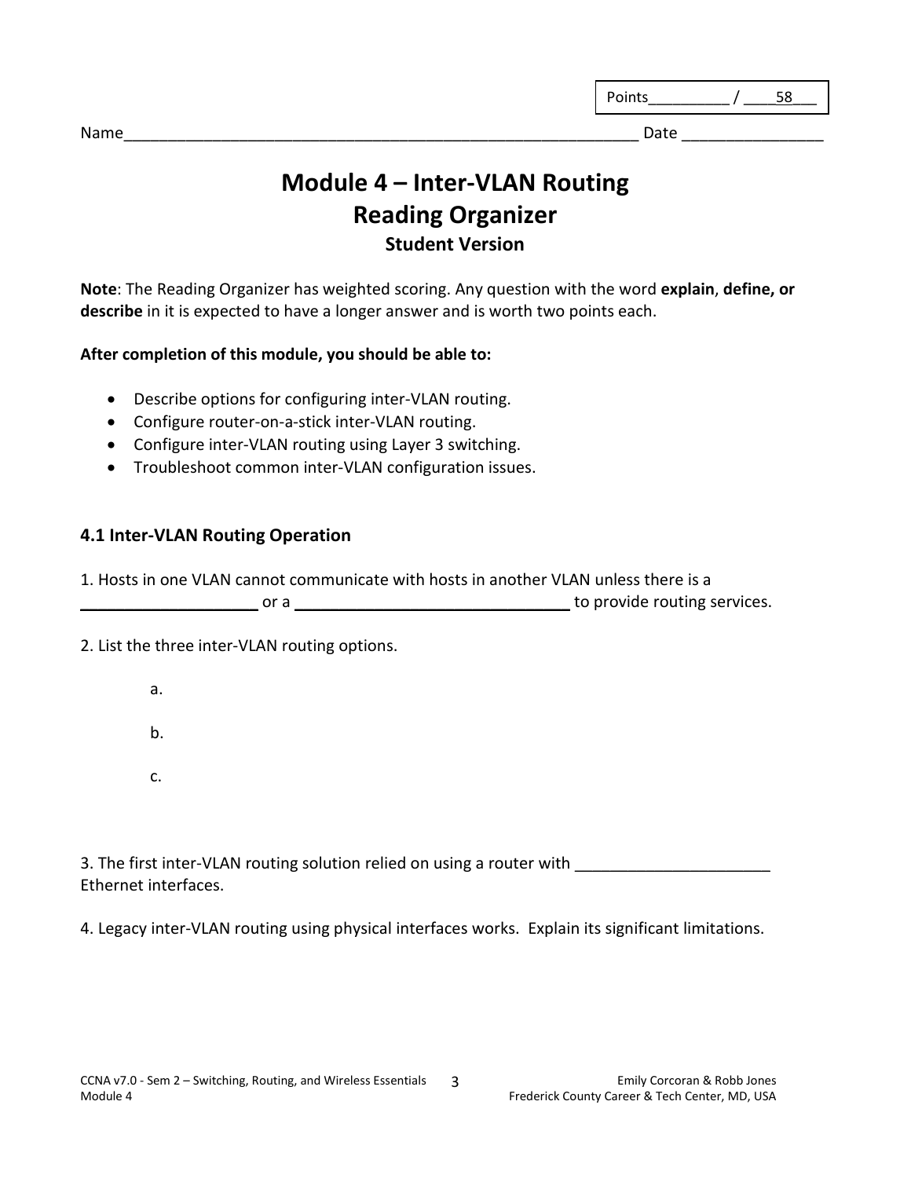Points__________ / ____58___

Name____________________________________________________________ Date ________________

# Module 4 – Inter-VLAN Routing
# Reading Organizer
### Student Version

**Note**: The Reading Organizer has weighted scoring. Any question with the word **explain**, **define, or describe** in it is expected to have a longer answer and is worth two points each.

**After completion of this module, you should be able to:**

- Describe options for configuring inter-VLAN routing.
- Configure router-on-a-stick inter-VLAN routing.
- Configure inter-VLAN routing using Layer 3 switching.
- Troubleshoot common inter-VLAN configuration issues.

## 4.1 Inter-VLAN Routing Operation

1. Hosts in one VLAN cannot communicate with hosts in another VLAN unless there is a ____________________ or a ________________________________ to provide routing services.

2. List the three inter-VLAN routing options.

   a.

   b.

   c.

3. The first inter-VLAN routing solution relied on using a router with ______________________ Ethernet interfaces.

4. Legacy inter-VLAN routing using physical interfaces works. Explain its significant limitations.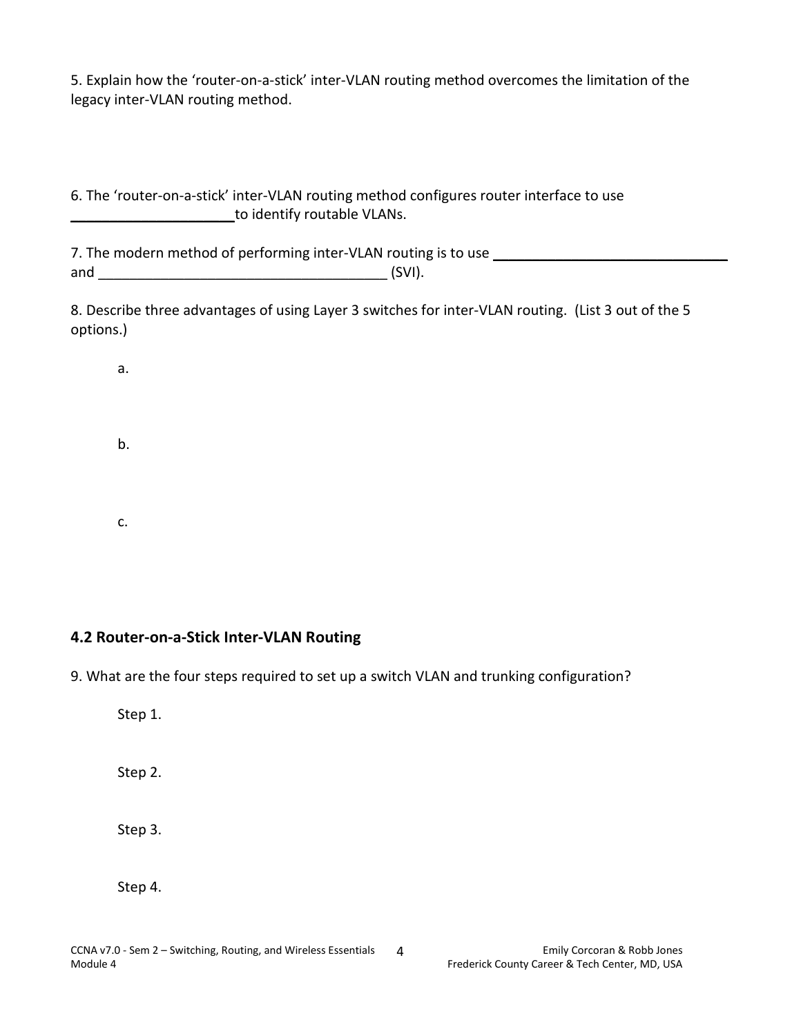5. Explain how the ‘router-on-a-stick’ inter-VLAN routing method overcomes the limitation of the legacy inter-VLAN routing method.

6. The ‘router-on-a-stick’ inter-VLAN routing method configures router interface to use _____________________to identify routable VLANs.

7. The modern method of performing inter-VLAN routing is to use ______________________________ and _____________________________________ (SVI).

8. Describe three advantages of using Layer 3 switches for inter-VLAN routing. (List 3 out of the 5 options.)

a.

b.

c.

## 4.2 Router-on-a-Stick Inter-VLAN Routing

9. What are the four steps required to set up a switch VLAN and trunking configuration?

Step 1.

Step 2.

Step 3.

Step 4.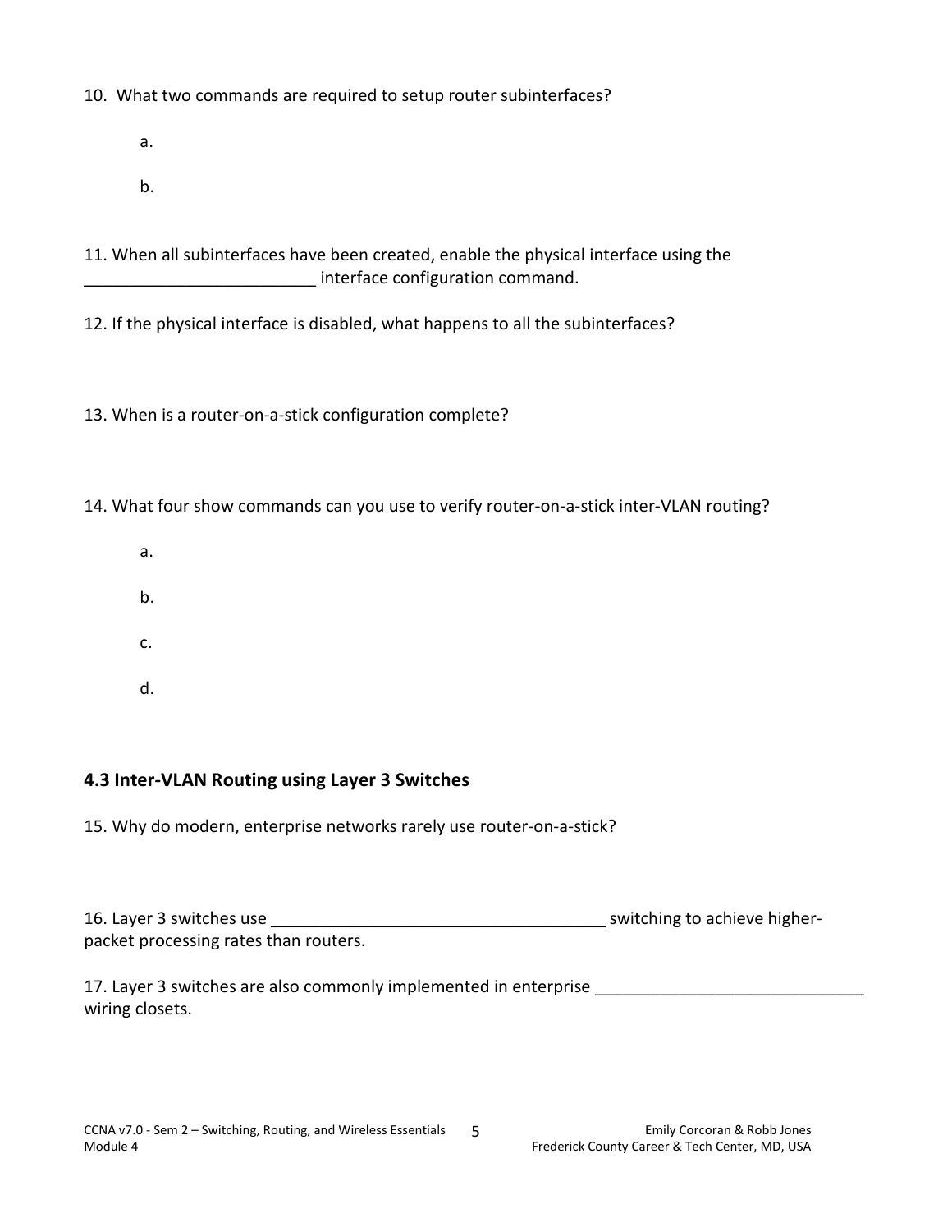10. What two commands are required to setup router subinterfaces?

    a.

    b.

11. When all subinterfaces have been created, enable the physical interface using the _________________________ interface configuration command.

12. If the physical interface is disabled, what happens to all the subinterfaces?

13. When is a router-on-a-stick configuration complete?

14. What four show commands can you use to verify router-on-a-stick inter-VLAN routing?

    a.

    b.

    c.

    d.

### 4.3 Inter-VLAN Routing using Layer 3 Switches

15. Why do modern, enterprise networks rarely use router-on-a-stick?

16. Layer 3 switches use ___________________________________ switching to achieve higher-packet processing rates than routers.

17. Layer 3 switches are also commonly implemented in enterprise ____________________________ wiring closets.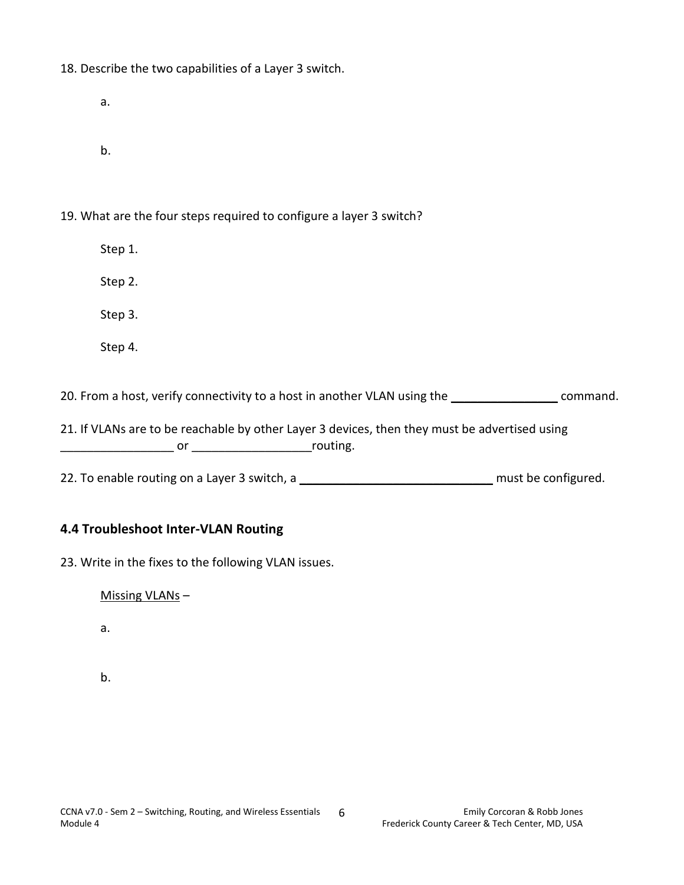18. Describe the two capabilities of a Layer 3 switch.

    a.

    b.

19. What are the four steps required to configure a layer 3 switch?

    Step 1.

    Step 2.

    Step 3.

    Step 4.

20. From a host, verify connectivity to a host in another VLAN using the ________________ command.

21. If VLANs are to be reachable by other Layer 3 devices, then they must be advertised using _________________ or __________________routing.

22. To enable routing on a Layer 3 switch, a ______________________________ must be configured.

## 4.4 Troubleshoot Inter-VLAN Routing

23. Write in the fixes to the following VLAN issues.

    Missing VLANs –

    a.

    b.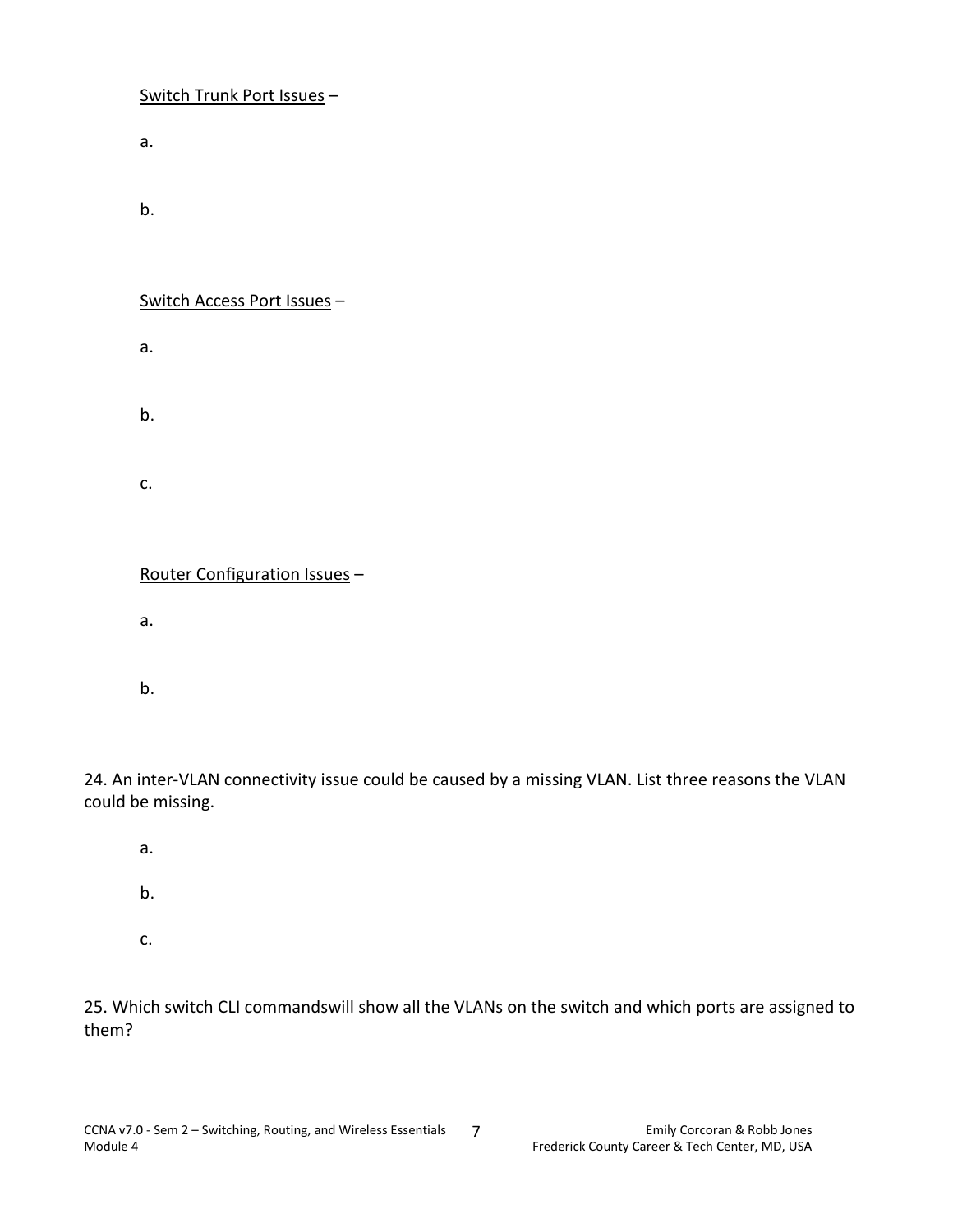Switch Trunk Port Issues –

a.

b.

Switch Access Port Issues –

a.

b.

c.

Router Configuration Issues –

a.

b.

24. An inter-VLAN connectivity issue could be caused by a missing VLAN. List three reasons the VLAN could be missing.

a.

b.

c.

25. Which switch CLI commandswill show all the VLANs on the switch and which ports are assigned to them?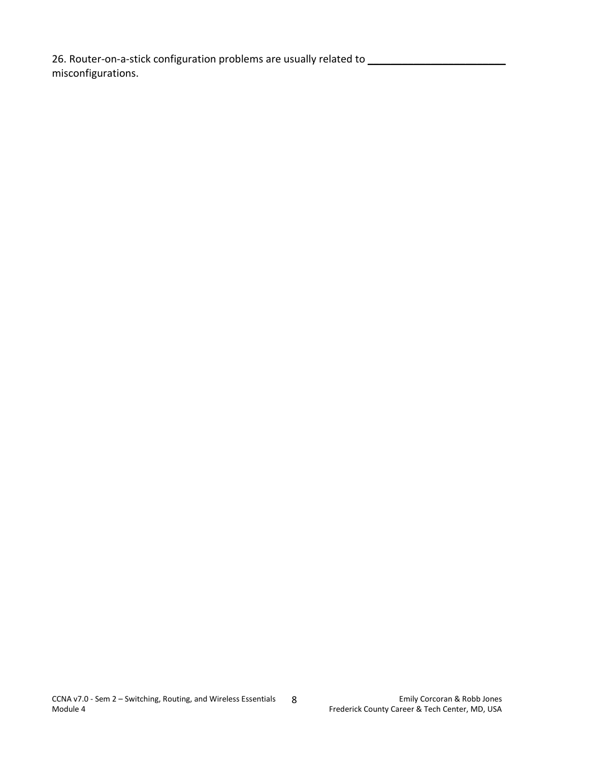26. Router-on-a-stick configuration problems are usually related to ________________________ misconfigurations.